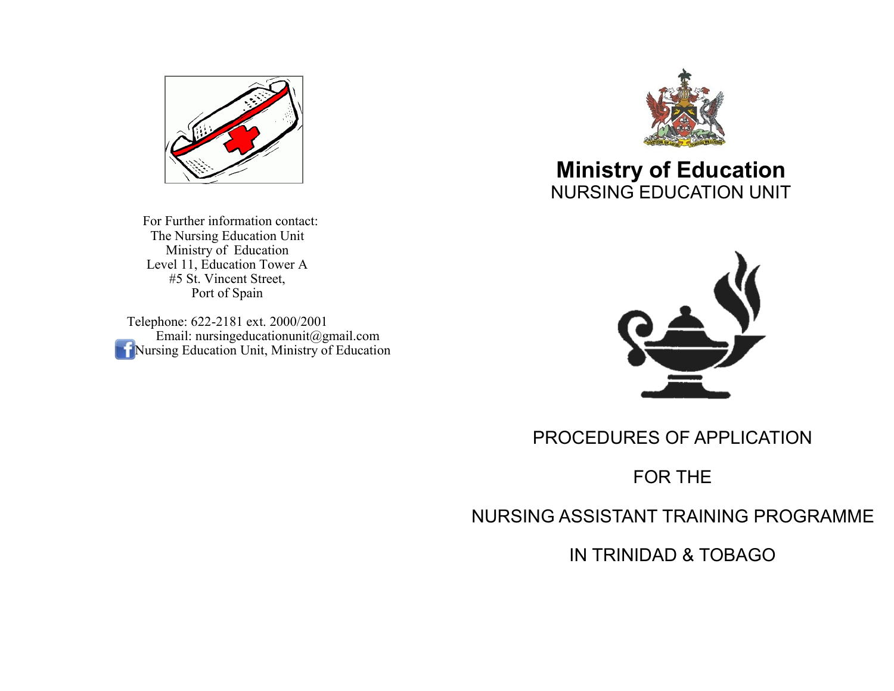For Further information contact:
The Nursing Education Unit
Ministry of Education
Level 11, Education Tower A
#5 St. Vincent Street,
Port of Spain

Telephone: 622-2181 ext. 2000/2001
Email: nursingeducationunit@gmail.com
Nursing Education Unit, Ministry of Education

# Ministry of Education

## NURSING EDUCATION UNIT

PROCEDURES OF APPLICATION

FOR THE

NURSING ASSISTANT TRAINING PROGRAMME

IN TRINIDAD & TOBAGO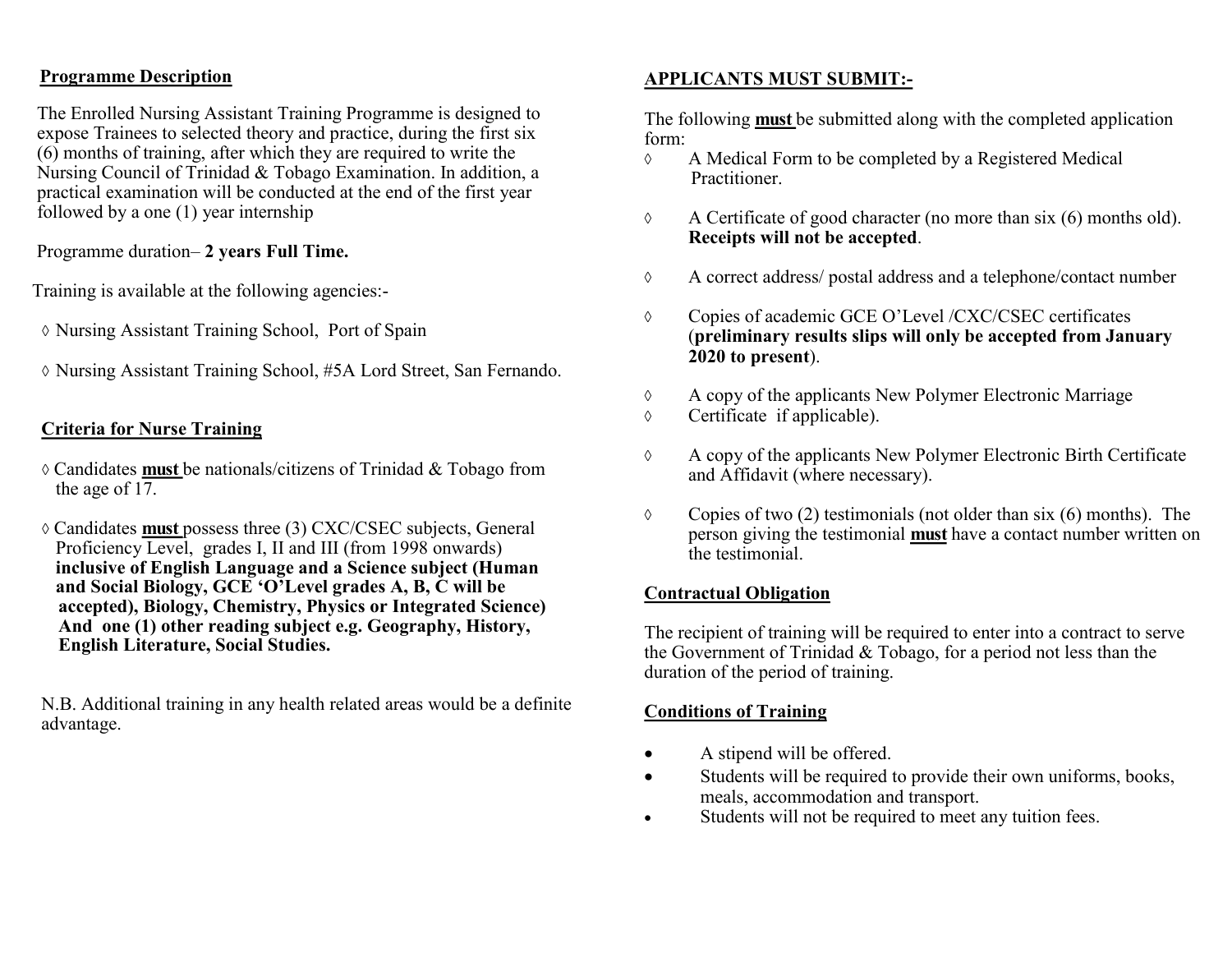## Programme Description

The Enrolled Nursing Assistant Training Programme is designed to expose Trainees to selected theory and practice, during the first six (6) months of training, after which they are required to write the Nursing Council of Trinidad & Tobago Examination. In addition, a practical examination will be conducted at the end of the first year followed by a one (1) year internship

Programme duration– **2 years Full Time.**

Training is available at the following agencies:-

◊ Nursing Assistant Training School, Port of Spain

◊ Nursing Assistant Training School, #5A Lord Street, San Fernando.

## Criteria for Nurse Training

◊ Candidates **must** be nationals/citizens of Trinidad & Tobago from the age of 17.

◊ Candidates **must** possess three (3) CXC/CSEC subjects, General Proficiency Level, grades I, II and III (from 1998 onwards) **inclusive of English Language and a Science subject (Human and Social Biology, GCE 'O'Level grades A, B, C will be accepted), Biology, Chemistry, Physics or Integrated Science) And one (1) other reading subject e.g. Geography, History, English Literature, Social Studies.**

N.B. Additional training in any health related areas would be a definite advantage.

## APPLICANTS MUST SUBMIT:-

The following **must** be submitted along with the completed application form:

◊ A Medical Form to be completed by a Registered Medical Practitioner.

◊ A Certificate of good character (no more than six (6) months old). **Receipts will not be accepted**.

◊ A correct address/ postal address and a telephone/contact number

◊ Copies of academic GCE O'Level /CXC/CSEC certificates (**preliminary results slips will only be accepted from January 2020 to present**).

◊ A copy of the applicants New Polymer Electronic Marriage
◊ Certificate if applicable).

◊ A copy of the applicants New Polymer Electronic Birth Certificate and Affidavit (where necessary).

◊ Copies of two (2) testimonials (not older than six (6) months). The person giving the testimonial **must** have a contact number written on the testimonial.

## Contractual Obligation

The recipient of training will be required to enter into a contract to serve the Government of Trinidad & Tobago, for a period not less than the duration of the period of training.

## Conditions of Training

- A stipend will be offered.
- Students will be required to provide their own uniforms, books, meals, accommodation and transport.
- Students will not be required to meet any tuition fees.